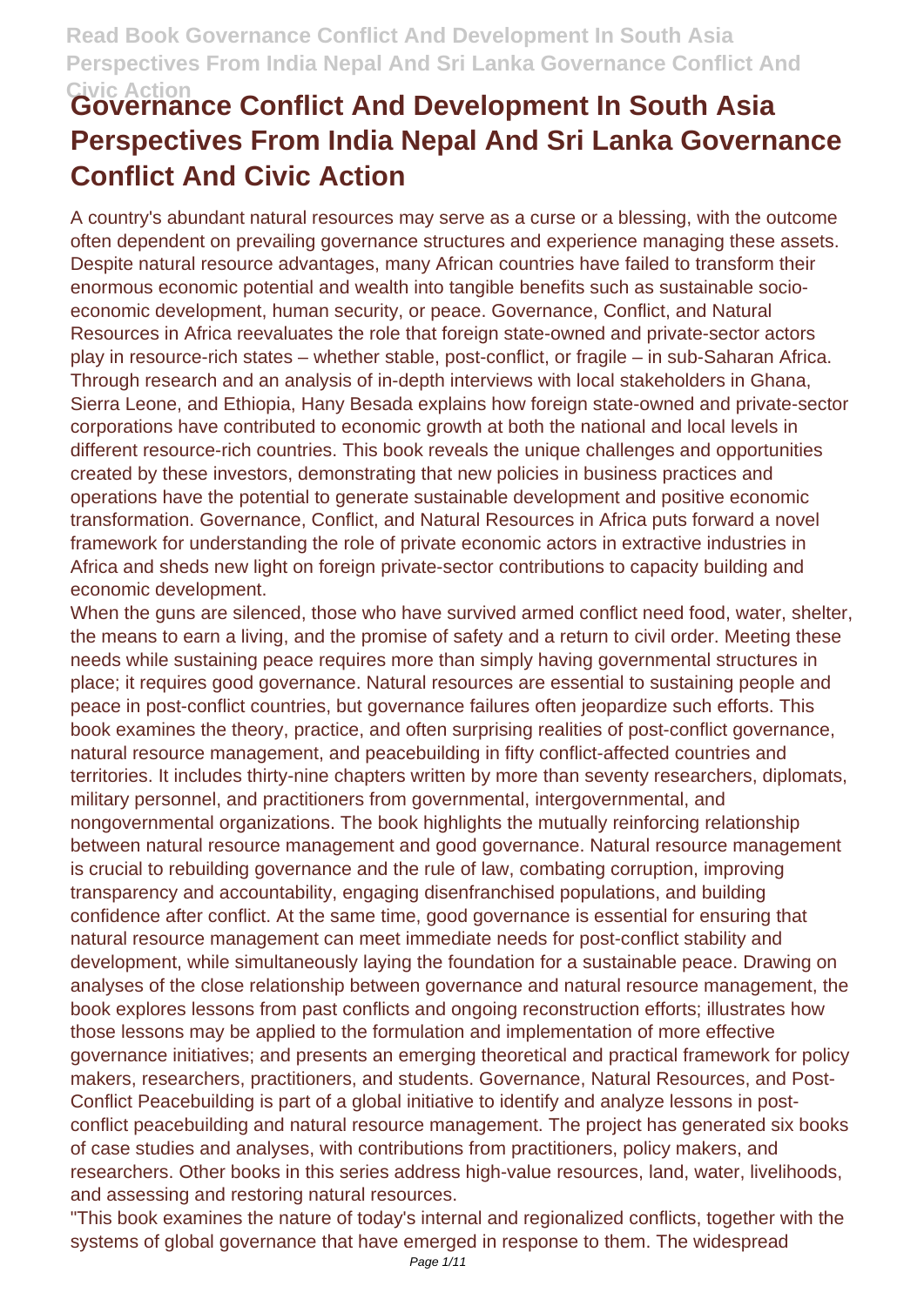# Governance Conflict And Development In South Asia Perspectives From India Nepal And Sri Lanka Governance Conflict And Civic Action

A country's abundant natural resources may serve as a curse or a blessing, with the outcome often dependent on prevailing governance structures and experience managing these assets. Despite natural resource advantages, many African countries have failed to transform their enormous economic potential and wealth into tangible benefits such as sustainable socio-economic development, human security, or peace. Governance, Conflict, and Natural Resources in Africa reevaluates the role that foreign state-owned and private-sector actors play in resource-rich states – whether stable, post-conflict, or fragile – in sub-Saharan Africa. Through research and an analysis of in-depth interviews with local stakeholders in Ghana, Sierra Leone, and Ethiopia, Hany Besada explains how foreign state-owned and private-sector corporations have contributed to economic growth at both the national and local levels in different resource-rich countries. This book reveals the unique challenges and opportunities created by these investors, demonstrating that new policies in business practices and operations have the potential to generate sustainable development and positive economic transformation. Governance, Conflict, and Natural Resources in Africa puts forward a novel framework for understanding the role of private economic actors in extractive industries in Africa and sheds new light on foreign private-sector contributions to capacity building and economic development.

When the guns are silenced, those who have survived armed conflict need food, water, shelter, the means to earn a living, and the promise of safety and a return to civil order. Meeting these needs while sustaining peace requires more than simply having governmental structures in place; it requires good governance. Natural resources are essential to sustaining people and peace in post-conflict countries, but governance failures often jeopardize such efforts. This book examines the theory, practice, and often surprising realities of post-conflict governance, natural resource management, and peacebuilding in fifty conflict-affected countries and territories. It includes thirty-nine chapters written by more than seventy researchers, diplomats, military personnel, and practitioners from governmental, intergovernmental, and nongovernmental organizations. The book highlights the mutually reinforcing relationship between natural resource management and good governance. Natural resource management is crucial to rebuilding governance and the rule of law, combating corruption, improving transparency and accountability, engaging disenfranchised populations, and building confidence after conflict. At the same time, good governance is essential for ensuring that natural resource management can meet immediate needs for post-conflict stability and development, while simultaneously laying the foundation for a sustainable peace. Drawing on analyses of the close relationship between governance and natural resource management, the book explores lessons from past conflicts and ongoing reconstruction efforts; illustrates how those lessons may be applied to the formulation and implementation of more effective governance initiatives; and presents an emerging theoretical and practical framework for policy makers, researchers, practitioners, and students. Governance, Natural Resources, and Post-Conflict Peacebuilding is part of a global initiative to identify and analyze lessons in post-conflict peacebuilding and natural resource management. The project has generated six books of case studies and analyses, with contributions from practitioners, policy makers, and researchers. Other books in this series address high-value resources, land, water, livelihoods, and assessing and restoring natural resources.

"This book examines the nature of today's internal and regionalized conflicts, together with the systems of global governance that have emerged in response to them. The widespread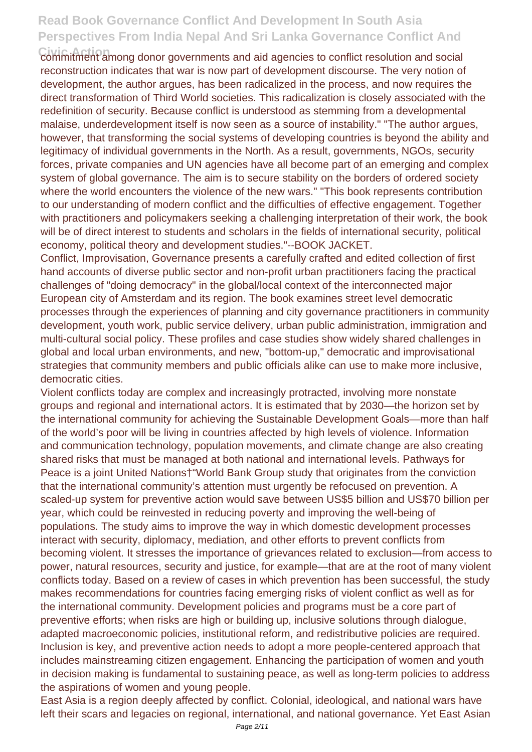commitment among donor governments and aid agencies to conflict resolution and social reconstruction indicates that war is now part of development discourse. The very notion of development, the author argues, has been radicalized in the process, and now requires the direct transformation of Third World societies. This radicalization is closely associated with the redefinition of security. Because conflict is understood as stemming from a developmental malaise, underdevelopment itself is now seen as a source of instability." "The author argues, however, that transforming the social systems of developing countries is beyond the ability and legitimacy of individual governments in the North. As a result, governments, NGOs, security forces, private companies and UN agencies have all become part of an emerging and complex system of global governance. The aim is to secure stability on the borders of ordered society where the world encounters the violence of the new wars." "This book represents contribution to our understanding of modern conflict and the difficulties of effective engagement. Together with practitioners and policymakers seeking a challenging interpretation of their work, the book will be of direct interest to students and scholars in the fields of international security, political economy, political theory and development studies."--BOOK JACKET.

Conflict, Improvisation, Governance presents a carefully crafted and edited collection of first hand accounts of diverse public sector and non-profit urban practitioners facing the practical challenges of "doing democracy" in the global/local context of the interconnected major European city of Amsterdam and its region. The book examines street level democratic processes through the experiences of planning and city governance practitioners in community development, youth work, public service delivery, urban public administration, immigration and multi-cultural social policy. These profiles and case studies show widely shared challenges in global and local urban environments, and new, "bottom-up," democratic and improvisational strategies that community members and public officials alike can use to make more inclusive, democratic cities.

Violent conflicts today are complex and increasingly protracted, involving more nonstate groups and regional and international actors. It is estimated that by 2030—the horizon set by the international community for achieving the Sustainable Development Goals—more than half of the world's poor will be living in countries affected by high levels of violence. Information and communication technology, population movements, and climate change are also creating shared risks that must be managed at both national and international levels. Pathways for Peace is a joint United Nations†"World Bank Group study that originates from the conviction that the international community's attention must urgently be refocused on prevention. A scaled-up system for preventive action would save between US$5 billion and US$70 billion per year, which could be reinvested in reducing poverty and improving the well-being of populations. The study aims to improve the way in which domestic development processes interact with security, diplomacy, mediation, and other efforts to prevent conflicts from becoming violent. It stresses the importance of grievances related to exclusion—from access to power, natural resources, security and justice, for example—that are at the root of many violent conflicts today. Based on a review of cases in which prevention has been successful, the study makes recommendations for countries facing emerging risks of violent conflict as well as for the international community. Development policies and programs must be a core part of preventive efforts; when risks are high or building up, inclusive solutions through dialogue, adapted macroeconomic policies, institutional reform, and redistributive policies are required. Inclusion is key, and preventive action needs to adopt a more people-centered approach that includes mainstreaming citizen engagement. Enhancing the participation of women and youth in decision making is fundamental to sustaining peace, as well as long-term policies to address the aspirations of women and young people.

East Asia is a region deeply affected by conflict. Colonial, ideological, and national wars have left their scars and legacies on regional, international, and national governance. Yet East Asian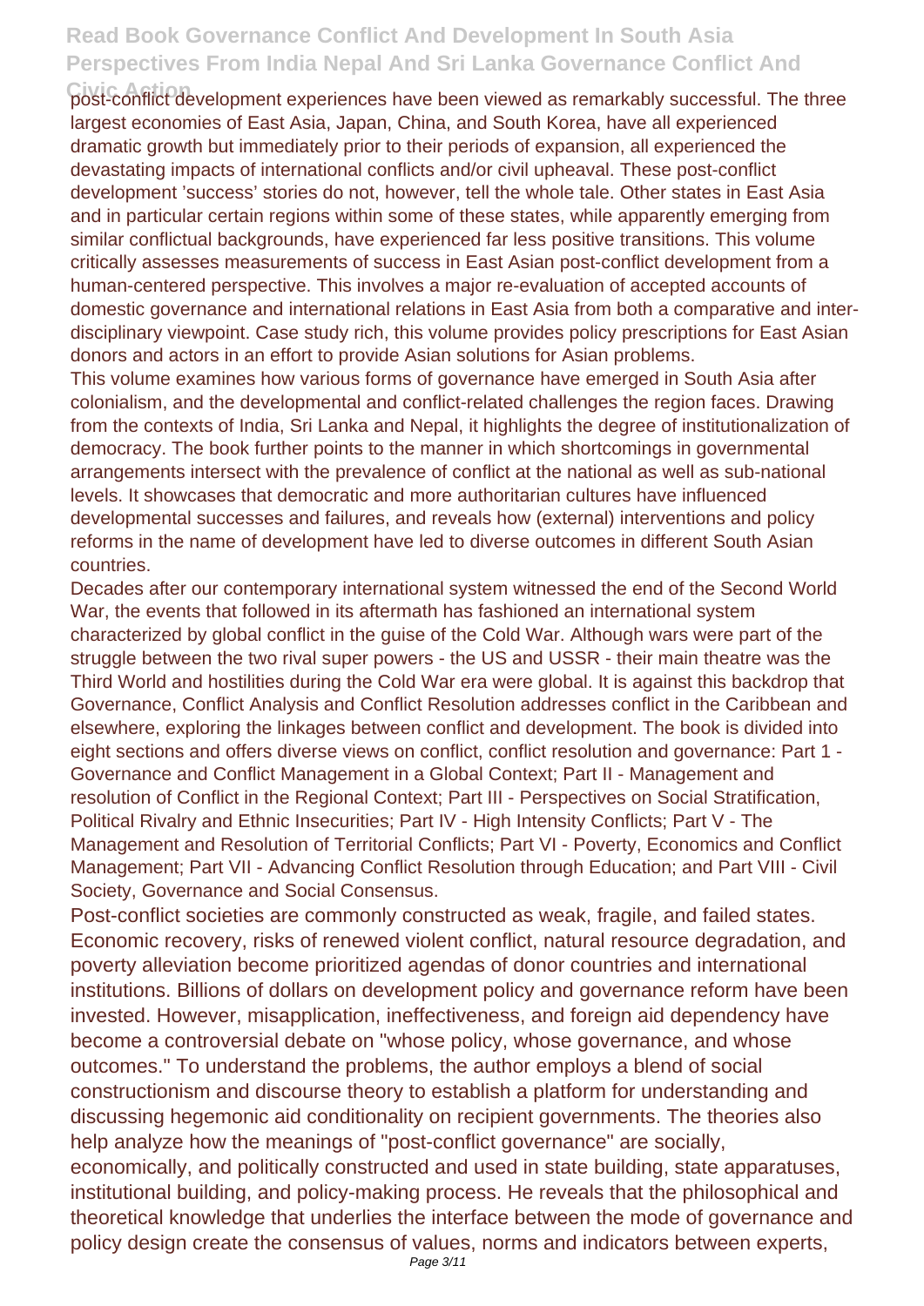post-conflict development experiences have been viewed as remarkably successful. The three largest economies of East Asia, Japan, China, and South Korea, have all experienced dramatic growth but immediately prior to their periods of expansion, all experienced the devastating impacts of international conflicts and/or civil upheaval. These post-conflict development 'success' stories do not, however, tell the whole tale. Other states in East Asia and in particular certain regions within some of these states, while apparently emerging from similar conflictual backgrounds, have experienced far less positive transitions. This volume critically assesses measurements of success in East Asian post-conflict development from a human-centered perspective. This involves a major re-evaluation of accepted accounts of domestic governance and international relations in East Asia from both a comparative and inter-disciplinary viewpoint. Case study rich, this volume provides policy prescriptions for East Asian donors and actors in an effort to provide Asian solutions for Asian problems.

This volume examines how various forms of governance have emerged in South Asia after colonialism, and the developmental and conflict-related challenges the region faces. Drawing from the contexts of India, Sri Lanka and Nepal, it highlights the degree of institutionalization of democracy. The book further points to the manner in which shortcomings in governmental arrangements intersect with the prevalence of conflict at the national as well as sub-national levels. It showcases that democratic and more authoritarian cultures have influenced developmental successes and failures, and reveals how (external) interventions and policy reforms in the name of development have led to diverse outcomes in different South Asian countries.

Decades after our contemporary international system witnessed the end of the Second World War, the events that followed in its aftermath has fashioned an international system characterized by global conflict in the guise of the Cold War. Although wars were part of the struggle between the two rival super powers - the US and USSR - their main theatre was the Third World and hostilities during the Cold War era were global. It is against this backdrop that Governance, Conflict Analysis and Conflict Resolution addresses conflict in the Caribbean and elsewhere, exploring the linkages between conflict and development. The book is divided into eight sections and offers diverse views on conflict, conflict resolution and governance: Part 1 - Governance and Conflict Management in a Global Context; Part II - Management and resolution of Conflict in the Regional Context; Part III - Perspectives on Social Stratification, Political Rivalry and Ethnic Insecurities; Part IV - High Intensity Conflicts; Part V - The Management and Resolution of Territorial Conflicts; Part VI - Poverty, Economics and Conflict Management; Part VII - Advancing Conflict Resolution through Education; and Part VIII - Civil Society, Governance and Social Consensus.

Post-conflict societies are commonly constructed as weak, fragile, and failed states. Economic recovery, risks of renewed violent conflict, natural resource degradation, and poverty alleviation become prioritized agendas of donor countries and international institutions. Billions of dollars on development policy and governance reform have been invested. However, misapplication, ineffectiveness, and foreign aid dependency have become a controversial debate on "whose policy, whose governance, and whose outcomes." To understand the problems, the author employs a blend of social constructionism and discourse theory to establish a platform for understanding and discussing hegemonic aid conditionality on recipient governments. The theories also help analyze how the meanings of "post-conflict governance" are socially, economically, and politically constructed and used in state building, state apparatuses, institutional building, and policy-making process. He reveals that the philosophical and theoretical knowledge that underlies the interface between the mode of governance and policy design create the consensus of values, norms and indicators between experts,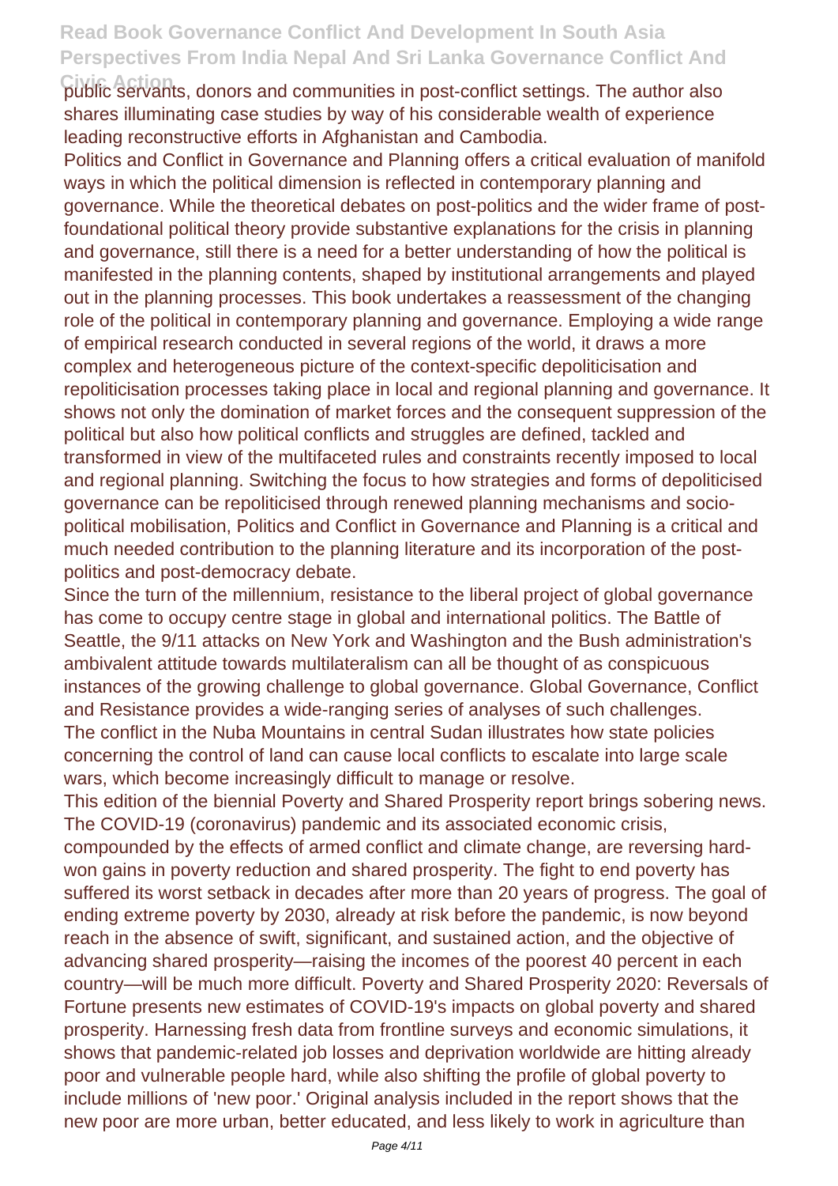public servants, donors and communities in post-conflict settings. The author also shares illuminating case studies by way of his considerable wealth of experience leading reconstructive efforts in Afghanistan and Cambodia.

Politics and Conflict in Governance and Planning offers a critical evaluation of manifold ways in which the political dimension is reflected in contemporary planning and governance. While the theoretical debates on post-politics and the wider frame of post-foundational political theory provide substantive explanations for the crisis in planning and governance, still there is a need for a better understanding of how the political is manifested in the planning contents, shaped by institutional arrangements and played out in the planning processes. This book undertakes a reassessment of the changing role of the political in contemporary planning and governance. Employing a wide range of empirical research conducted in several regions of the world, it draws a more complex and heterogeneous picture of the context-specific depoliticisation and repoliticisation processes taking place in local and regional planning and governance. It shows not only the domination of market forces and the consequent suppression of the political but also how political conflicts and struggles are defined, tackled and transformed in view of the multifaceted rules and constraints recently imposed to local and regional planning. Switching the focus to how strategies and forms of depoliticised governance can be repoliticised through renewed planning mechanisms and socio-political mobilisation, Politics and Conflict in Governance and Planning is a critical and much needed contribution to the planning literature and its incorporation of the post-politics and post-democracy debate.

Since the turn of the millennium, resistance to the liberal project of global governance has come to occupy centre stage in global and international politics. The Battle of Seattle, the 9/11 attacks on New York and Washington and the Bush administration's ambivalent attitude towards multilateralism can all be thought of as conspicuous instances of the growing challenge to global governance. Global Governance, Conflict and Resistance provides a wide-ranging series of analyses of such challenges.

The conflict in the Nuba Mountains in central Sudan illustrates how state policies concerning the control of land can cause local conflicts to escalate into large scale wars, which become increasingly difficult to manage or resolve.

This edition of the biennial Poverty and Shared Prosperity report brings sobering news. The COVID-19 (coronavirus) pandemic and its associated economic crisis, compounded by the effects of armed conflict and climate change, are reversing hard-won gains in poverty reduction and shared prosperity. The fight to end poverty has suffered its worst setback in decades after more than 20 years of progress. The goal of ending extreme poverty by 2030, already at risk before the pandemic, is now beyond reach in the absence of swift, significant, and sustained action, and the objective of advancing shared prosperity—raising the incomes of the poorest 40 percent in each country—will be much more difficult. Poverty and Shared Prosperity 2020: Reversals of Fortune presents new estimates of COVID-19's impacts on global poverty and shared prosperity. Harnessing fresh data from frontline surveys and economic simulations, it shows that pandemic-related job losses and deprivation worldwide are hitting already poor and vulnerable people hard, while also shifting the profile of global poverty to include millions of 'new poor.' Original analysis included in the report shows that the new poor are more urban, better educated, and less likely to work in agriculture than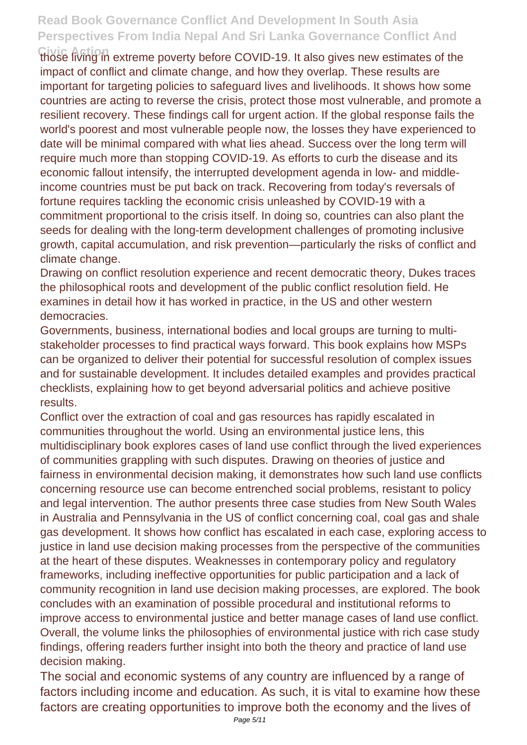those living in extreme poverty before COVID-19. It also gives new estimates of the impact of conflict and climate change, and how they overlap. These results are important for targeting policies to safeguard lives and livelihoods. It shows how some countries are acting to reverse the crisis, protect those most vulnerable, and promote a resilient recovery. These findings call for urgent action. If the global response fails the world's poorest and most vulnerable people now, the losses they have experienced to date will be minimal compared with what lies ahead. Success over the long term will require much more than stopping COVID-19. As efforts to curb the disease and its economic fallout intensify, the interrupted development agenda in low- and middle-income countries must be put back on track. Recovering from today's reversals of fortune requires tackling the economic crisis unleashed by COVID-19 with a commitment proportional to the crisis itself. In doing so, countries can also plant the seeds for dealing with the long-term development challenges of promoting inclusive growth, capital accumulation, and risk prevention—particularly the risks of conflict and climate change.

Drawing on conflict resolution experience and recent democratic theory, Dukes traces the philosophical roots and development of the public conflict resolution field. He examines in detail how it has worked in practice, in the US and other western democracies.

Governments, business, international bodies and local groups are turning to multi-stakeholder processes to find practical ways forward. This book explains how MSPs can be organized to deliver their potential for successful resolution of complex issues and for sustainable development. It includes detailed examples and provides practical checklists, explaining how to get beyond adversarial politics and achieve positive results.

Conflict over the extraction of coal and gas resources has rapidly escalated in communities throughout the world. Using an environmental justice lens, this multidisciplinary book explores cases of land use conflict through the lived experiences of communities grappling with such disputes. Drawing on theories of justice and fairness in environmental decision making, it demonstrates how such land use conflicts concerning resource use can become entrenched social problems, resistant to policy and legal intervention. The author presents three case studies from New South Wales in Australia and Pennsylvania in the US of conflict concerning coal, coal gas and shale gas development. It shows how conflict has escalated in each case, exploring access to justice in land use decision making processes from the perspective of the communities at the heart of these disputes. Weaknesses in contemporary policy and regulatory frameworks, including ineffective opportunities for public participation and a lack of community recognition in land use decision making processes, are explored. The book concludes with an examination of possible procedural and institutional reforms to improve access to environmental justice and better manage cases of land use conflict. Overall, the volume links the philosophies of environmental justice with rich case study findings, offering readers further insight into both the theory and practice of land use decision making.

The social and economic systems of any country are influenced by a range of factors including income and education. As such, it is vital to examine how these factors are creating opportunities to improve both the economy and the lives of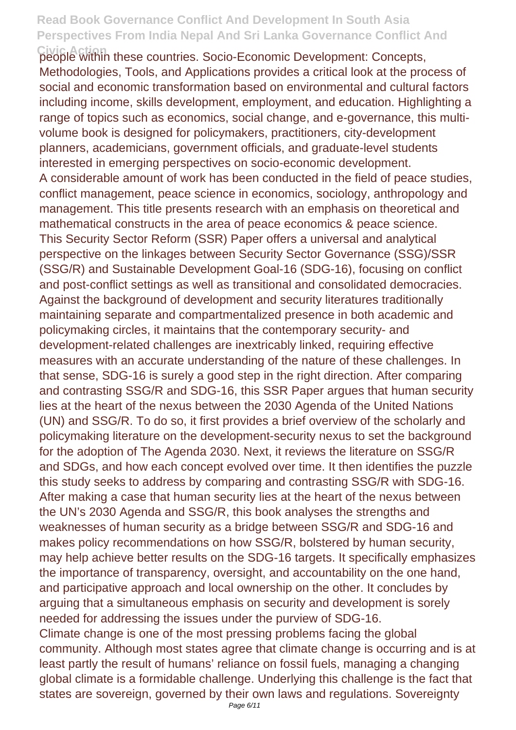people within these countries. Socio-Economic Development: Concepts, Methodologies, Tools, and Applications provides a critical look at the process of social and economic transformation based on environmental and cultural factors including income, skills development, employment, and education. Highlighting a range of topics such as economics, social change, and e-governance, this multi-volume book is designed for policymakers, practitioners, city-development planners, academicians, government officials, and graduate-level students interested in emerging perspectives on socio-economic development.

A considerable amount of work has been conducted in the field of peace studies, conflict management, peace science in economics, sociology, anthropology and management. This title presents research with an emphasis on theoretical and mathematical constructs in the area of peace economics & peace science.

This Security Sector Reform (SSR) Paper offers a universal and analytical perspective on the linkages between Security Sector Governance (SSG)/SSR (SSG/R) and Sustainable Development Goal-16 (SDG-16), focusing on conflict and post-conflict settings as well as transitional and consolidated democracies. Against the background of development and security literatures traditionally maintaining separate and compartmentalized presence in both academic and policymaking circles, it maintains that the contemporary security- and development-related challenges are inextricably linked, requiring effective measures with an accurate understanding of the nature of these challenges. In that sense, SDG-16 is surely a good step in the right direction. After comparing and contrasting SSG/R and SDG-16, this SSR Paper argues that human security lies at the heart of the nexus between the 2030 Agenda of the United Nations (UN) and SSG/R. To do so, it first provides a brief overview of the scholarly and policymaking literature on the development-security nexus to set the background for the adoption of The Agenda 2030. Next, it reviews the literature on SSG/R and SDGs, and how each concept evolved over time. It then identifies the puzzle this study seeks to address by comparing and contrasting SSG/R with SDG-16. After making a case that human security lies at the heart of the nexus between the UN's 2030 Agenda and SSG/R, this book analyses the strengths and weaknesses of human security as a bridge between SSG/R and SDG-16 and makes policy recommendations on how SSG/R, bolstered by human security, may help achieve better results on the SDG-16 targets. It specifically emphasizes the importance of transparency, oversight, and accountability on the one hand, and participative approach and local ownership on the other. It concludes by arguing that a simultaneous emphasis on security and development is sorely needed for addressing the issues under the purview of SDG-16.

Climate change is one of the most pressing problems facing the global community. Although most states agree that climate change is occurring and is at least partly the result of humans' reliance on fossil fuels, managing a changing global climate is a formidable challenge. Underlying this challenge is the fact that states are sovereign, governed by their own laws and regulations. Sovereignty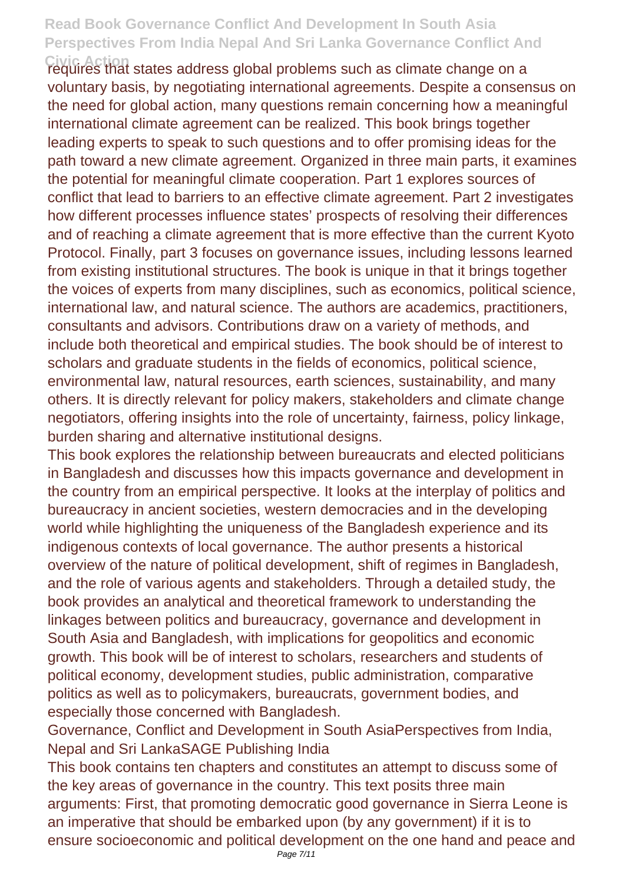requires that states address global problems such as climate change on a voluntary basis, by negotiating international agreements. Despite a consensus on the need for global action, many questions remain concerning how a meaningful international climate agreement can be realized. This book brings together leading experts to speak to such questions and to offer promising ideas for the path toward a new climate agreement. Organized in three main parts, it examines the potential for meaningful climate cooperation. Part 1 explores sources of conflict that lead to barriers to an effective climate agreement. Part 2 investigates how different processes influence states' prospects of resolving their differences and of reaching a climate agreement that is more effective than the current Kyoto Protocol. Finally, part 3 focuses on governance issues, including lessons learned from existing institutional structures. The book is unique in that it brings together the voices of experts from many disciplines, such as economics, political science, international law, and natural science. The authors are academics, practitioners, consultants and advisors. Contributions draw on a variety of methods, and include both theoretical and empirical studies. The book should be of interest to scholars and graduate students in the fields of economics, political science, environmental law, natural resources, earth sciences, sustainability, and many others. It is directly relevant for policy makers, stakeholders and climate change negotiators, offering insights into the role of uncertainty, fairness, policy linkage, burden sharing and alternative institutional designs.

This book explores the relationship between bureaucrats and elected politicians in Bangladesh and discusses how this impacts governance and development in the country from an empirical perspective. It looks at the interplay of politics and bureaucracy in ancient societies, western democracies and in the developing world while highlighting the uniqueness of the Bangladesh experience and its indigenous contexts of local governance. The author presents a historical overview of the nature of political development, shift of regimes in Bangladesh, and the role of various agents and stakeholders. Through a detailed study, the book provides an analytical and theoretical framework to understanding the linkages between politics and bureaucracy, governance and development in South Asia and Bangladesh, with implications for geopolitics and economic growth. This book will be of interest to scholars, researchers and students of political economy, development studies, public administration, comparative politics as well as to policymakers, bureaucrats, government bodies, and especially those concerned with Bangladesh.

Governance, Conflict and Development in South AsiaPerspectives from India, Nepal and Sri LankaSAGE Publishing India

This book contains ten chapters and constitutes an attempt to discuss some of the key areas of governance in the country. This text posits three main arguments: First, that promoting democratic good governance in Sierra Leone is an imperative that should be embarked upon (by any government) if it is to ensure socioeconomic and political development on the one hand and peace and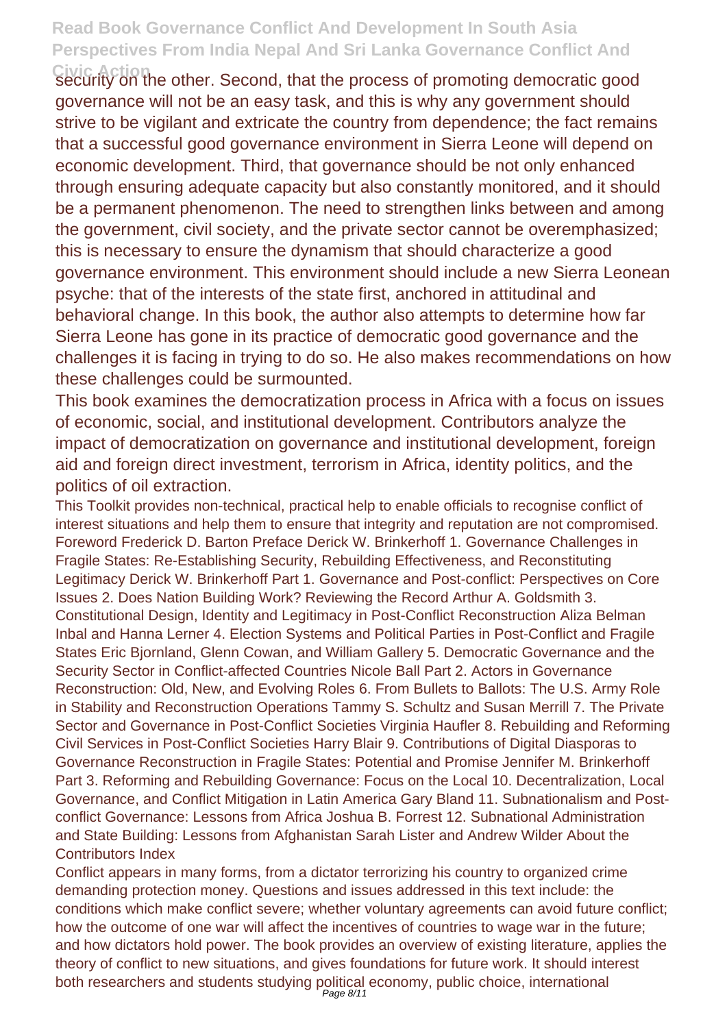security on the other. Second, that the process of promoting democratic good governance will not be an easy task, and this is why any government should strive to be vigilant and extricate the country from dependence; the fact remains that a successful good governance environment in Sierra Leone will depend on economic development. Third, that governance should be not only enhanced through ensuring adequate capacity but also constantly monitored, and it should be a permanent phenomenon. The need to strengthen links between and among the government, civil society, and the private sector cannot be overemphasized; this is necessary to ensure the dynamism that should characterize a good governance environment. This environment should include a new Sierra Leonean psyche: that of the interests of the state first, anchored in attitudinal and behavioral change. In this book, the author also attempts to determine how far Sierra Leone has gone in its practice of democratic good governance and the challenges it is facing in trying to do so. He also makes recommendations on how these challenges could be surmounted.

This book examines the democratization process in Africa with a focus on issues of economic, social, and institutional development. Contributors analyze the impact of democratization on governance and institutional development, foreign aid and foreign direct investment, terrorism in Africa, identity politics, and the politics of oil extraction.

This Toolkit provides non-technical, practical help to enable officials to recognise conflict of interest situations and help them to ensure that integrity and reputation are not compromised.

Foreword Frederick D. Barton Preface Derick W. Brinkerhoff 1. Governance Challenges in Fragile States: Re-Establishing Security, Rebuilding Effectiveness, and Reconstituting Legitimacy Derick W. Brinkerhoff Part 1. Governance and Post-conflict: Perspectives on Core Issues 2. Does Nation Building Work? Reviewing the Record Arthur A. Goldsmith 3. Constitutional Design, Identity and Legitimacy in Post-Conflict Reconstruction Aliza Belman Inbal and Hanna Lerner 4. Election Systems and Political Parties in Post-Conflict and Fragile States Eric Bjornland, Glenn Cowan, and William Gallery 5. Democratic Governance and the Security Sector in Conflict-affected Countries Nicole Ball Part 2. Actors in Governance Reconstruction: Old, New, and Evolving Roles 6. From Bullets to Ballots: The U.S. Army Role in Stability and Reconstruction Operations Tammy S. Schultz and Susan Merrill 7. The Private Sector and Governance in Post-Conflict Societies Virginia Haufler 8. Rebuilding and Reforming Civil Services in Post-Conflict Societies Harry Blair 9. Contributions of Digital Diasporas to Governance Reconstruction in Fragile States: Potential and Promise Jennifer M. Brinkerhoff Part 3. Reforming and Rebuilding Governance: Focus on the Local 10. Decentralization, Local Governance, and Conflict Mitigation in Latin America Gary Bland 11. Subnationalism and Post-conflict Governance: Lessons from Africa Joshua B. Forrest 12. Subnational Administration and State Building: Lessons from Afghanistan Sarah Lister and Andrew Wilder About the Contributors Index

Conflict appears in many forms, from a dictator terrorizing his country to organized crime demanding protection money. Questions and issues addressed in this text include: the conditions which make conflict severe; whether voluntary agreements can avoid future conflict; how the outcome of one war will affect the incentives of countries to wage war in the future; and how dictators hold power. The book provides an overview of existing literature, applies the theory of conflict to new situations, and gives foundations for future work. It should interest both researchers and students studying political economy, public choice, international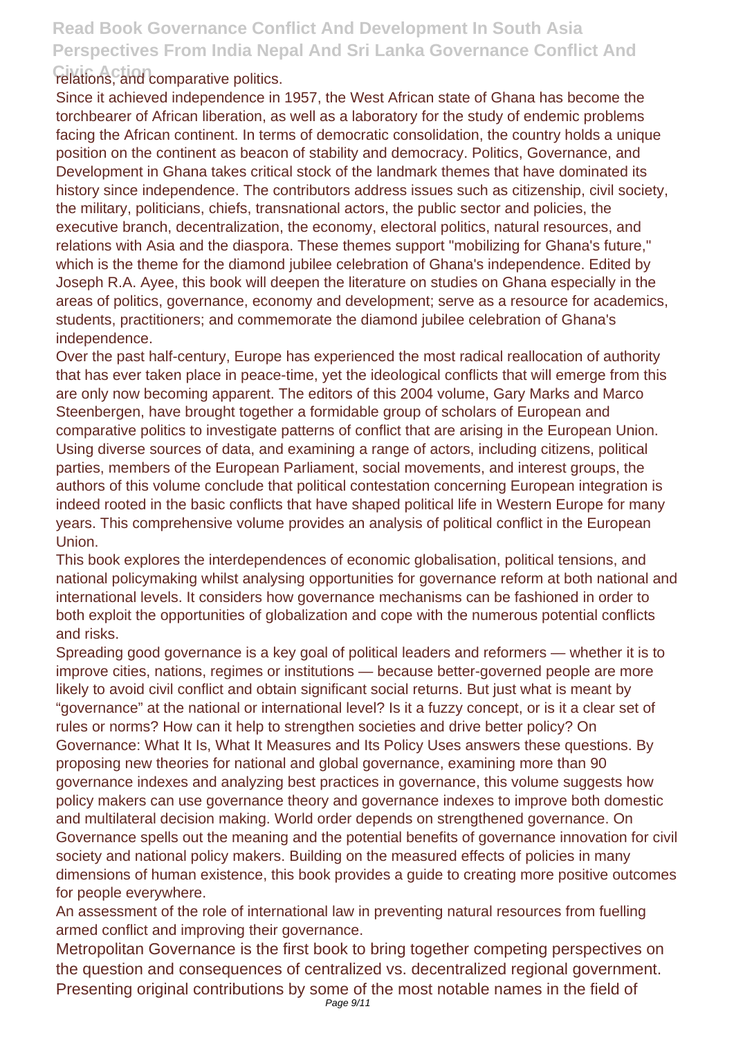relations, and comparative politics.

Since it achieved independence in 1957, the West African state of Ghana has become the torchbearer of African liberation, as well as a laboratory for the study of endemic problems facing the African continent. In terms of democratic consolidation, the country holds a unique position on the continent as beacon of stability and democracy. Politics, Governance, and Development in Ghana takes critical stock of the landmark themes that have dominated its history since independence. The contributors address issues such as citizenship, civil society, the military, politicians, chiefs, transnational actors, the public sector and policies, the executive branch, decentralization, the economy, electoral politics, natural resources, and relations with Asia and the diaspora. These themes support "mobilizing for Ghana's future," which is the theme for the diamond jubilee celebration of Ghana's independence. Edited by Joseph R.A. Ayee, this book will deepen the literature on studies on Ghana especially in the areas of politics, governance, economy and development; serve as a resource for academics, students, practitioners; and commemorate the diamond jubilee celebration of Ghana's independence.

Over the past half-century, Europe has experienced the most radical reallocation of authority that has ever taken place in peace-time, yet the ideological conflicts that will emerge from this are only now becoming apparent. The editors of this 2004 volume, Gary Marks and Marco Steenbergen, have brought together a formidable group of scholars of European and comparative politics to investigate patterns of conflict that are arising in the European Union. Using diverse sources of data, and examining a range of actors, including citizens, political parties, members of the European Parliament, social movements, and interest groups, the authors of this volume conclude that political contestation concerning European integration is indeed rooted in the basic conflicts that have shaped political life in Western Europe for many years. This comprehensive volume provides an analysis of political conflict in the European Union.

This book explores the interdependences of economic globalisation, political tensions, and national policymaking whilst analysing opportunities for governance reform at both national and international levels. It considers how governance mechanisms can be fashioned in order to both exploit the opportunities of globalization and cope with the numerous potential conflicts and risks.

Spreading good governance is a key goal of political leaders and reformers — whether it is to improve cities, nations, regimes or institutions — because better-governed people are more likely to avoid civil conflict and obtain significant social returns. But just what is meant by "governance" at the national or international level? Is it a fuzzy concept, or is it a clear set of rules or norms? How can it help to strengthen societies and drive better policy? On Governance: What It Is, What It Measures and Its Policy Uses answers these questions. By proposing new theories for national and global governance, examining more than 90 governance indexes and analyzing best practices in governance, this volume suggests how policy makers can use governance theory and governance indexes to improve both domestic and multilateral decision making. World order depends on strengthened governance. On Governance spells out the meaning and the potential benefits of governance innovation for civil society and national policy makers. Building on the measured effects of policies in many dimensions of human existence, this book provides a guide to creating more positive outcomes for people everywhere.

An assessment of the role of international law in preventing natural resources from fuelling armed conflict and improving their governance.

Metropolitan Governance is the first book to bring together competing perspectives on the question and consequences of centralized vs. decentralized regional government. Presenting original contributions by some of the most notable names in the field of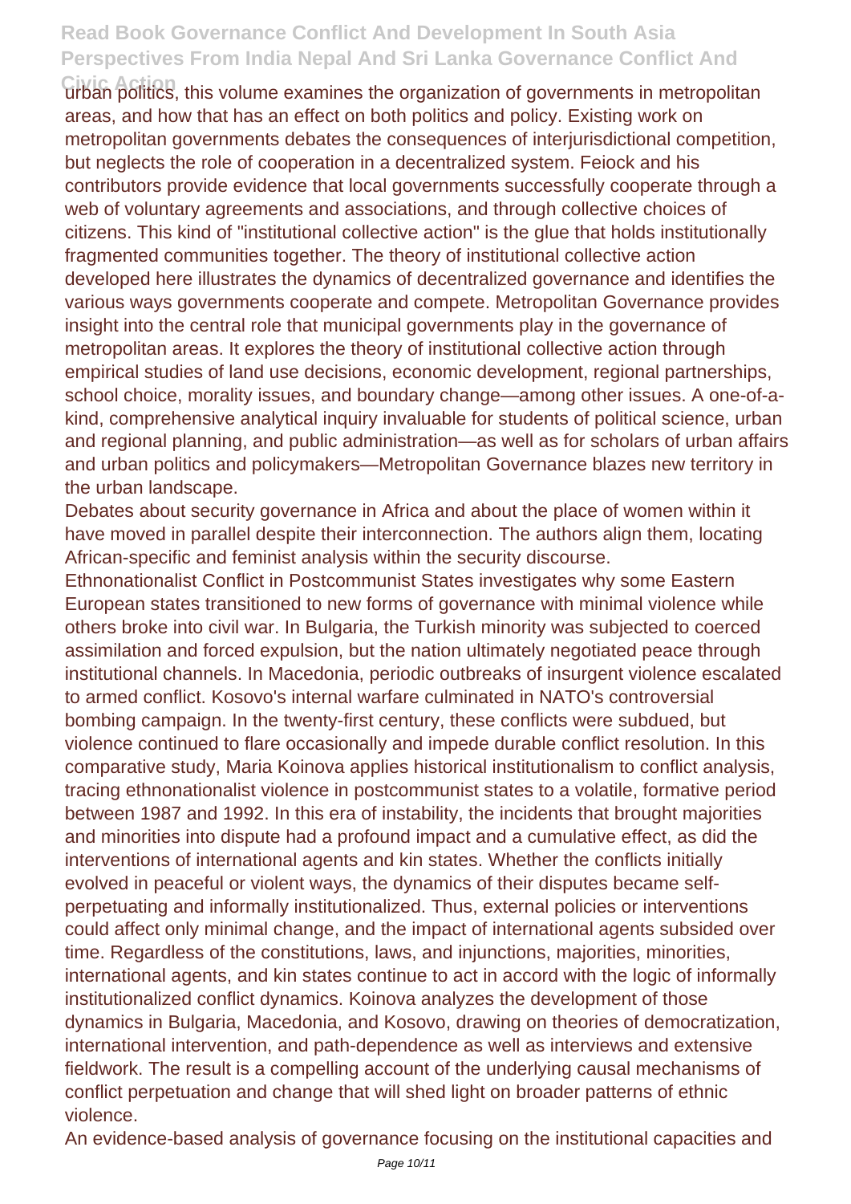urban politics, this volume examines the organization of governments in metropolitan areas, and how that has an effect on both politics and policy. Existing work on metropolitan governments debates the consequences of interjurisdictional competition, but neglects the role of cooperation in a decentralized system. Feiock and his contributors provide evidence that local governments successfully cooperate through a web of voluntary agreements and associations, and through collective choices of citizens. This kind of "institutional collective action" is the glue that holds institutionally fragmented communities together. The theory of institutional collective action developed here illustrates the dynamics of decentralized governance and identifies the various ways governments cooperate and compete. Metropolitan Governance provides insight into the central role that municipal governments play in the governance of metropolitan areas. It explores the theory of institutional collective action through empirical studies of land use decisions, economic development, regional partnerships, school choice, morality issues, and boundary change—among other issues. A one-of-a-kind, comprehensive analytical inquiry invaluable for students of political science, urban and regional planning, and public administration—as well as for scholars of urban affairs and urban politics and policymakers—Metropolitan Governance blazes new territory in the urban landscape.

Debates about security governance in Africa and about the place of women within it have moved in parallel despite their interconnection. The authors align them, locating African-specific and feminist analysis within the security discourse.

Ethnonationalist Conflict in Postcommunist States investigates why some Eastern European states transitioned to new forms of governance with minimal violence while others broke into civil war. In Bulgaria, the Turkish minority was subjected to coerced assimilation and forced expulsion, but the nation ultimately negotiated peace through institutional channels. In Macedonia, periodic outbreaks of insurgent violence escalated to armed conflict. Kosovo's internal warfare culminated in NATO's controversial bombing campaign. In the twenty-first century, these conflicts were subdued, but violence continued to flare occasionally and impede durable conflict resolution. In this comparative study, Maria Koinova applies historical institutionalism to conflict analysis, tracing ethnonationalist violence in postcommunist states to a volatile, formative period between 1987 and 1992. In this era of instability, the incidents that brought majorities and minorities into dispute had a profound impact and a cumulative effect, as did the interventions of international agents and kin states. Whether the conflicts initially evolved in peaceful or violent ways, the dynamics of their disputes became self-perpetuating and informally institutionalized. Thus, external policies or interventions could affect only minimal change, and the impact of international agents subsided over time. Regardless of the constitutions, laws, and injunctions, majorities, minorities, international agents, and kin states continue to act in accord with the logic of informally institutionalized conflict dynamics. Koinova analyzes the development of those dynamics in Bulgaria, Macedonia, and Kosovo, drawing on theories of democratization, international intervention, and path-dependence as well as interviews and extensive fieldwork. The result is a compelling account of the underlying causal mechanisms of conflict perpetuation and change that will shed light on broader patterns of ethnic violence.

An evidence-based analysis of governance focusing on the institutional capacities and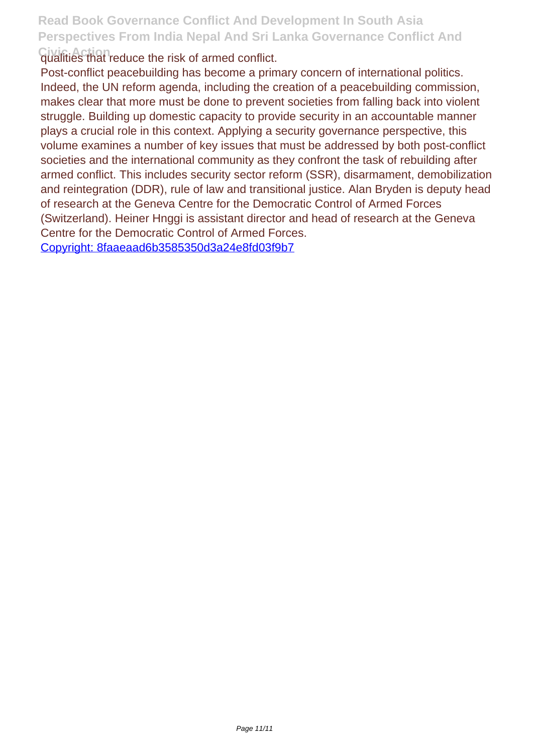qualities that reduce the risk of armed conflict.

Post-conflict peacebuilding has become a primary concern of international politics. Indeed, the UN reform agenda, including the creation of a peacebuilding commission, makes clear that more must be done to prevent societies from falling back into violent struggle. Building up domestic capacity to provide security in an accountable manner plays a crucial role in this context. Applying a security governance perspective, this volume examines a number of key issues that must be addressed by both post-conflict societies and the international community as they confront the task of rebuilding after armed conflict. This includes security sector reform (SSR), disarmament, demobilization and reintegration (DDR), rule of law and transitional justice. Alan Bryden is deputy head of research at the Geneva Centre for the Democratic Control of Armed Forces (Switzerland). Heiner Hnggi is assistant director and head of research at the Geneva Centre for the Democratic Control of Armed Forces.

Copyright: 8faaeaad6b3585350d3a24e8fd03f9b7